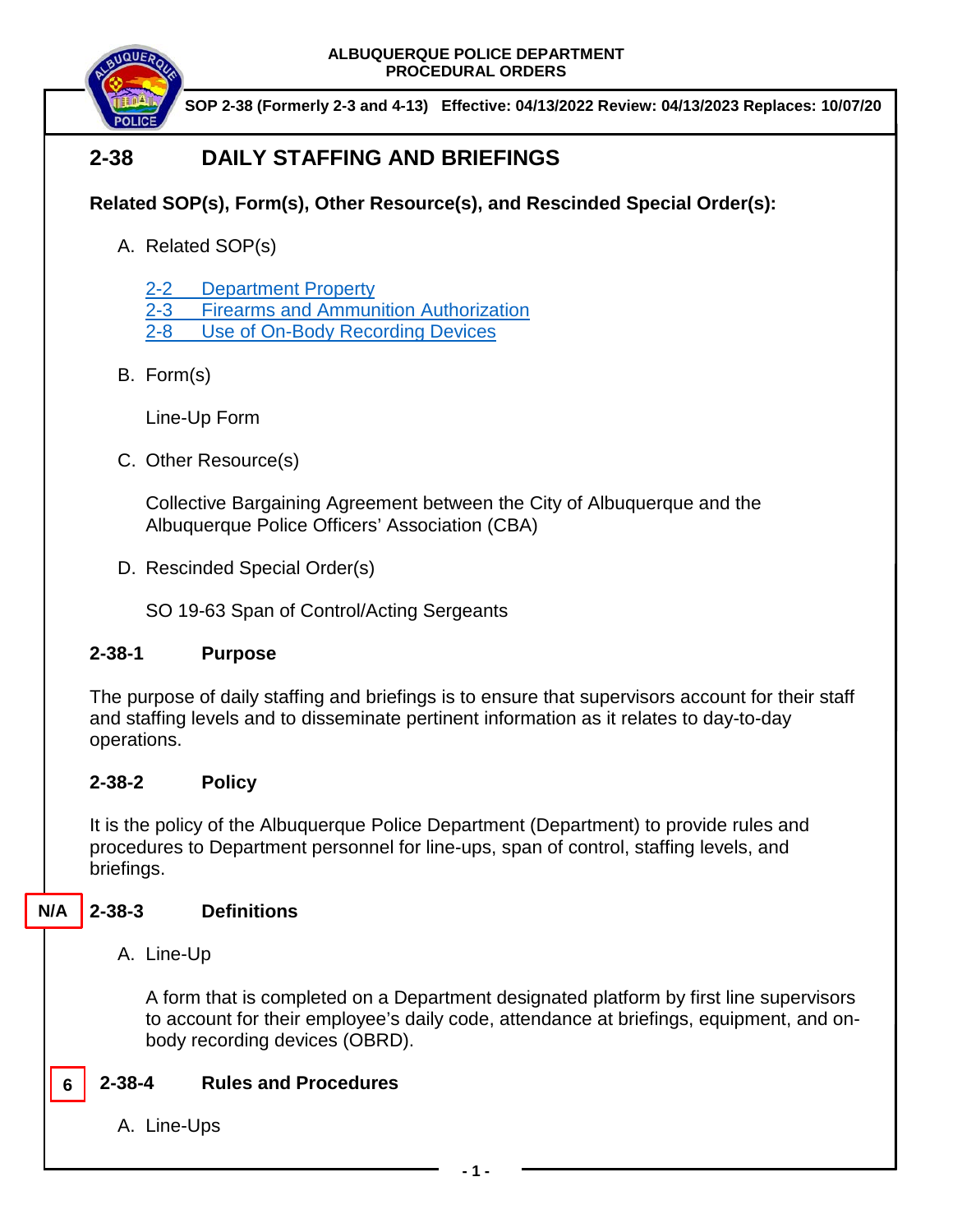**ALBUQUERQUE POLICE DEPARTMENT**
**PROCEDURAL ORDERS**

**SOP 2-38 (Formerly 2-3 and 4-13) Effective: 04/13/2022 Review: 04/13/2023 Replaces: 10/07/20**

# 2-38 DAILY STAFFING AND BRIEFINGS

**Related SOP(s), Form(s), Other Resource(s), and Rescinded Special Order(s):**

A. Related SOP(s)

[2-2 Department Property]
[2-3 Firearms and Ammunition Authorization]
[2-8 Use of On-Body Recording Devices]

B. Form(s)

Line-Up Form

C. Other Resource(s)

Collective Bargaining Agreement between the City of Albuquerque and the Albuquerque Police Officers' Association (CBA)

D. Rescinded Special Order(s)

SO 19-63 Span of Control/Acting Sergeants

## 2-38-1 Purpose

The purpose of daily staffing and briefings is to ensure that supervisors account for their staff and staffing levels and to disseminate pertinent information as it relates to day-to-day operations.

## 2-38-2 Policy

It is the policy of the Albuquerque Police Department (Department) to provide rules and procedures to Department personnel for line-ups, span of control, staffing levels, and briefings.

## N/A 2-38-3 Definitions

A. Line-Up

A form that is completed on a Department designated platform by first line supervisors to account for their employee's daily code, attendance at briefings, equipment, and on-body recording devices (OBRD).

## 6 2-38-4 Rules and Procedures

A. Line-Ups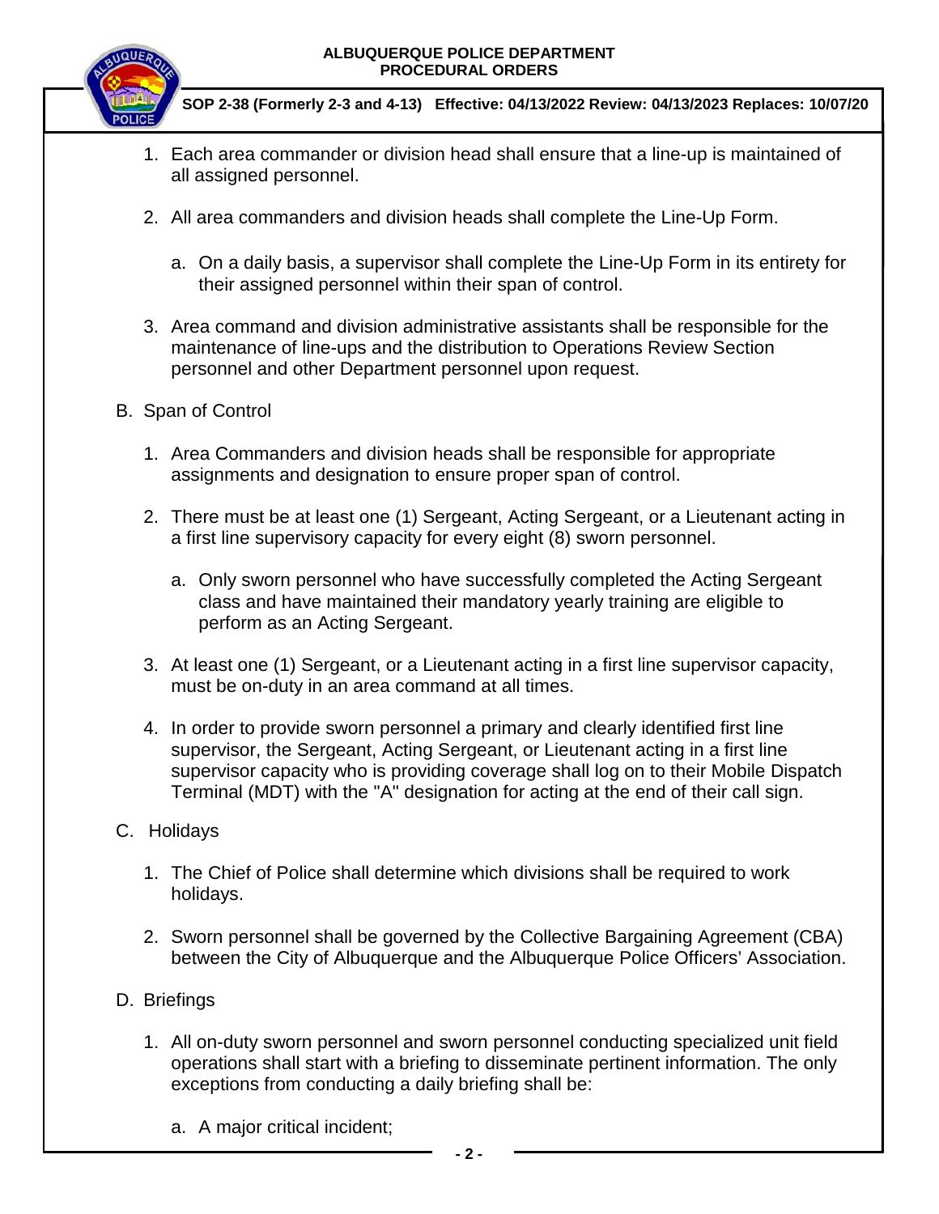1. Each area commander or division head shall ensure that a line-up is maintained of all assigned personnel.

2. All area commanders and division heads shall complete the Line-Up Form.

   a. On a daily basis, a supervisor shall complete the Line-Up Form in its entirety for their assigned personnel within their span of control.

3. Area command and division administrative assistants shall be responsible for the maintenance of line-ups and the distribution to Operations Review Section personnel and other Department personnel upon request.

B. Span of Control

1. Area Commanders and division heads shall be responsible for appropriate assignments and designation to ensure proper span of control.

2. There must be at least one (1) Sergeant, Acting Sergeant, or a Lieutenant acting in a first line supervisory capacity for every eight (8) sworn personnel.

   a. Only sworn personnel who have successfully completed the Acting Sergeant class and have maintained their mandatory yearly training are eligible to perform as an Acting Sergeant.

3. At least one (1) Sergeant, or a Lieutenant acting in a first line supervisor capacity, must be on-duty in an area command at all times.

4. In order to provide sworn personnel a primary and clearly identified first line supervisor, the Sergeant, Acting Sergeant, or Lieutenant acting in a first line supervisor capacity who is providing coverage shall log on to their Mobile Dispatch Terminal (MDT) with the "A" designation for acting at the end of their call sign.

C. Holidays

1. The Chief of Police shall determine which divisions shall be required to work holidays.

2. Sworn personnel shall be governed by the Collective Bargaining Agreement (CBA) between the City of Albuquerque and the Albuquerque Police Officers' Association.

D. Briefings

1. All on-duty sworn personnel and sworn personnel conducting specialized unit field operations shall start with a briefing to disseminate pertinent information. The only exceptions from conducting a daily briefing shall be:

   a. A major critical incident;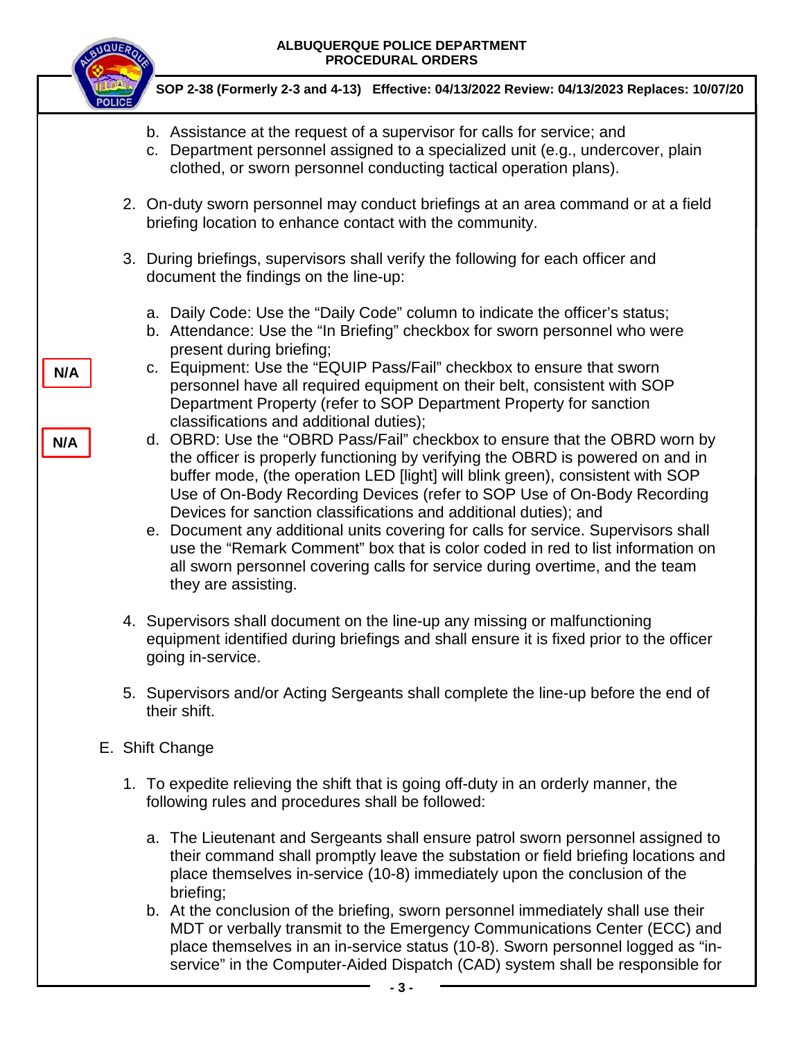b. Assistance at the request of a supervisor for calls for service; and
   c. Department personnel assigned to a specialized unit (e.g., undercover, plain clothed, or sworn personnel conducting tactical operation plans).

2. On-duty sworn personnel may conduct briefings at an area command or at a field briefing location to enhance contact with the community.

3. During briefings, supervisors shall verify the following for each officer and document the findings on the line-up:

   a. Daily Code: Use the "Daily Code" column to indicate the officer's status;
   b. Attendance: Use the "In Briefing" checkbox for sworn personnel who were present during briefing;
   c. **N/A** Equipment: Use the "EQUIP Pass/Fail" checkbox to ensure that sworn personnel have all required equipment on their belt, consistent with SOP Department Property (refer to SOP Department Property for sanction classifications and additional duties);
   d. **N/A** OBRD: Use the "OBRD Pass/Fail" checkbox to ensure that the OBRD worn by the officer is properly functioning by verifying the OBRD is powered on and in buffer mode, (the operation LED [light] will blink green), consistent with SOP Use of On-Body Recording Devices (refer to SOP Use of On-Body Recording Devices for sanction classifications and additional duties); and
   e. Document any additional units covering for calls for service. Supervisors shall use the "Remark Comment" box that is color coded in red to list information on all sworn personnel covering calls for service during overtime, and the team they are assisting.

4. Supervisors shall document on the line-up any missing or malfunctioning equipment identified during briefings and shall ensure it is fixed prior to the officer going in-service.

5. Supervisors and/or Acting Sergeants shall complete the line-up before the end of their shift.

E. Shift Change

1. To expedite relieving the shift that is going off-duty in an orderly manner, the following rules and procedures shall be followed:

   a. The Lieutenant and Sergeants shall ensure patrol sworn personnel assigned to their command shall promptly leave the substation or field briefing locations and place themselves in-service (10-8) immediately upon the conclusion of the briefing;
   b. At the conclusion of the briefing, sworn personnel immediately shall use their MDT or verbally transmit to the Emergency Communications Center (ECC) and place themselves in an in-service status (10-8). Sworn personnel logged as "in-service" in the Computer-Aided Dispatch (CAD) system shall be responsible for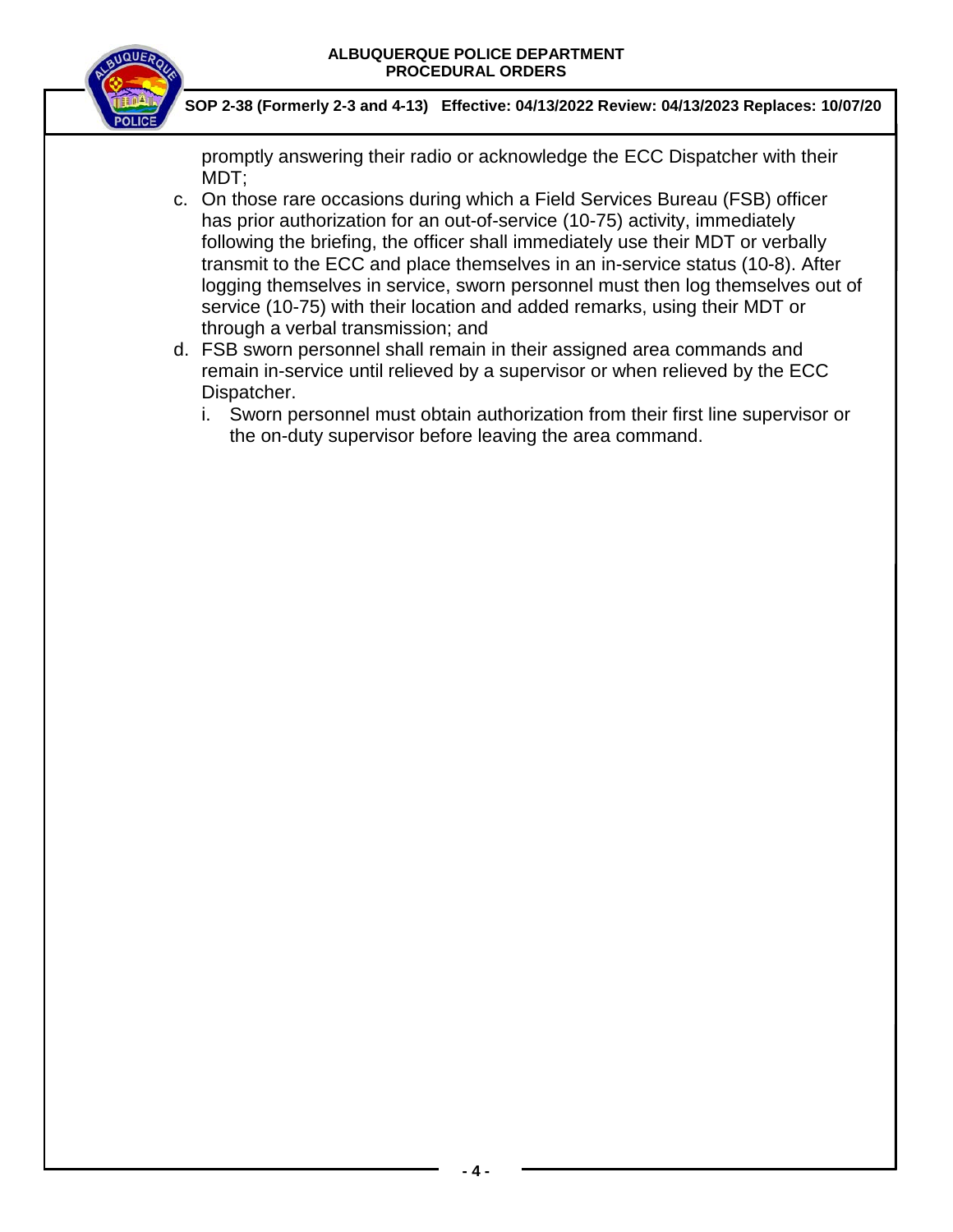promptly answering their radio or acknowledge the ECC Dispatcher with their MDT;

c. On those rare occasions during which a Field Services Bureau (FSB) officer has prior authorization for an out-of-service (10-75) activity, immediately following the briefing, the officer shall immediately use their MDT or verbally transmit to the ECC and place themselves in an in-service status (10-8). After logging themselves in service, sworn personnel must then log themselves out of service (10-75) with their location and added remarks, using their MDT or through a verbal transmission; and

d. FSB sworn personnel shall remain in their assigned area commands and remain in-service until relieved by a supervisor or when relieved by the ECC Dispatcher.

   i. Sworn personnel must obtain authorization from their first line supervisor or the on-duty supervisor before leaving the area command.